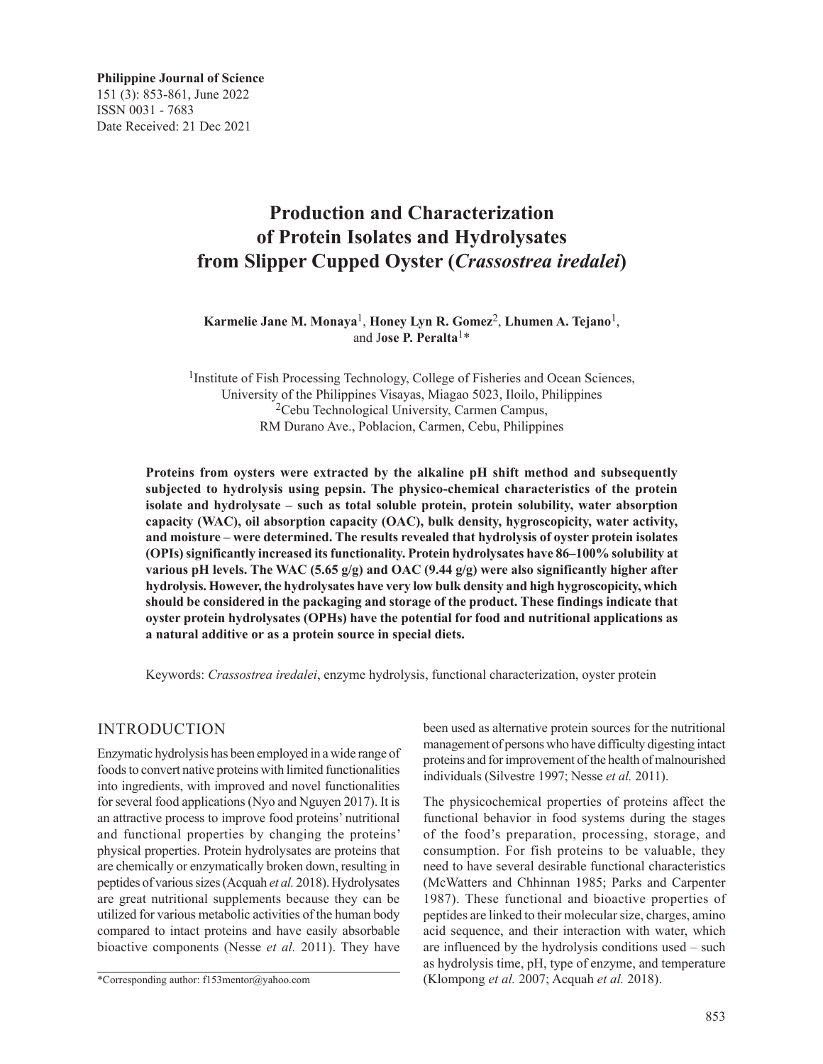Philippine Journal of Science
151 (3): 853-861, June 2022
ISSN 0031 - 7683
Date Received: 21 Dec 2021

# Production and Characterization of Protein Isolates and Hydrolysates from Slipper Cupped Oyster (*Crassostrea iredalei*)

**Karmelie Jane M. Monaya**[1], **Honey Lyn R. Gomez**[2], **Lhumen A. Tejano**[1], and **Jose P. Peralta**[1]*

[1]Institute of Fish Processing Technology, College of Fisheries and Ocean Sciences, University of the Philippines Visayas, Miagao 5023, Iloilo, Philippines
[2]Cebu Technological University, Carmen Campus, RM Durano Ave., Poblacion, Carmen, Cebu, Philippines

**Proteins from oysters were extracted by the alkaline pH shift method and subsequently subjected to hydrolysis using pepsin. The physico-chemical characteristics of the protein isolate and hydrolysate – such as total soluble protein, protein solubility, water absorption capacity (WAC), oil absorption capacity (OAC), bulk density, hygroscopicity, water activity, and moisture – were determined. The results revealed that hydrolysis of oyster protein isolates (OPIs) significantly increased its functionality. Protein hydrolysates have 86–100% solubility at various pH levels. The WAC (5.65 g/g) and OAC (9.44 g/g) were also significantly higher after hydrolysis. However, the hydrolysates have very low bulk density and high hygroscopicity, which should be considered in the packaging and storage of the product. These findings indicate that oyster protein hydrolysates (OPHs) have the potential for food and nutritional applications as a natural additive or as a protein source in special diets.**

Keywords: *Crassostrea iredalei*, enzyme hydrolysis, functional characterization, oyster protein

## INTRODUCTION

Enzymatic hydrolysis has been employed in a wide range of foods to convert native proteins with limited functionalities into ingredients, with improved and novel functionalities for several food applications (Nyo and Nguyen 2017). It is an attractive process to improve food proteins' nutritional and functional properties by changing the proteins' physical properties. Protein hydrolysates are proteins that are chemically or enzymatically broken down, resulting in peptides of various sizes (Acquah *et al.* 2018). Hydrolysates are great nutritional supplements because they can be utilized for various metabolic activities of the human body compared to intact proteins and have easily absorbable bioactive components (Nesse *et al.* 2011). They have been used as alternative protein sources for the nutritional management of persons who have difficulty digesting intact proteins and for improvement of the health of malnourished individuals (Silvestre 1997; Nesse *et al.* 2011).

The physicochemical properties of proteins affect the functional behavior in food systems during the stages of the food's preparation, processing, storage, and consumption. For fish proteins to be valuable, they need to have several desirable functional characteristics (McWatters and Chhinnan 1985; Parks and Carpenter 1987). These functional and bioactive properties of peptides are linked to their molecular size, charges, amino acid sequence, and their interaction with water, which are influenced by the hydrolysis conditions used – such as hydrolysis time, pH, type of enzyme, and temperature (Klompong *et al.* 2007; Acquah *et al.* 2018).

*Corresponding author: f153mentor@yahoo.com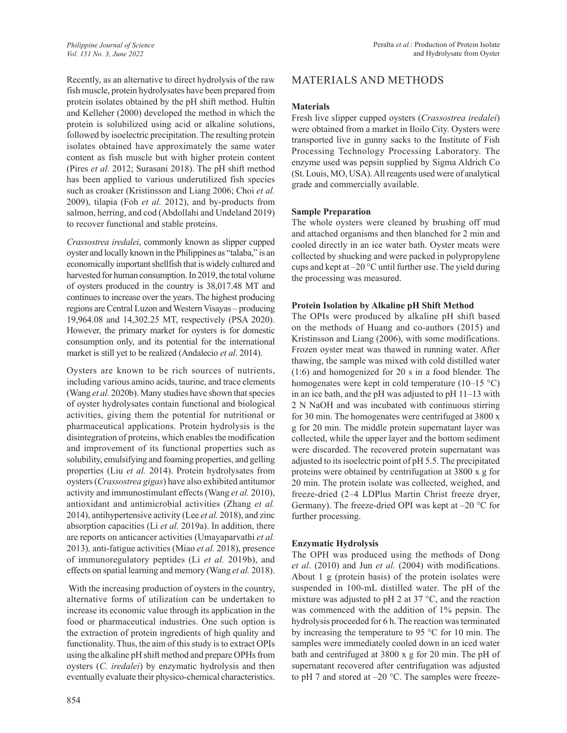Recently, as an alternative to direct hydrolysis of the raw fish muscle, protein hydrolysates have been prepared from protein isolates obtained by the pH shift method. Hultin and Kelleher (2000) developed the method in which the protein is solubilized using acid or alkaline solutions, followed by isoelectric precipitation. The resulting protein isolates obtained have approximately the same water content as fish muscle but with higher protein content (Pires *et al.* 2012; Surasani 2018). The pH shift method has been applied to various underutilized fish species such as croaker (Kristinsson and Liang 2006; Choi *et al.* 2009), tilapia (Foh *et al.* 2012), and by-products from salmon, herring, and cod (Abdollahi and Undeland 2019) to recover functional and stable proteins.

*Crassostrea iredalei*, commonly known as slipper cupped oyster and locally known in the Philippines as "talaba," is an economically important shellfish that is widely cultured and harvested for human consumption. In 2019, the total volume of oysters produced in the country is 38,017.48 MT and continues to increase over the years. The highest producing regions are Central Luzon and Western Visayas – producing 19,964.08 and 14,302.25 MT, respectively (PSA 2020). However, the primary market for oysters is for domestic consumption only, and its potential for the international market is still yet to be realized (Andalecio *et al*. 2014).

Oysters are known to be rich sources of nutrients, including various amino acids, taurine, and trace elements (Wang *et al.* 2020b). Many studies have shown that species of oyster hydrolysates contain functional and biological activities, giving them the potential for nutritional or pharmaceutical applications. Protein hydrolysis is the disintegration of proteins, which enables the modification and improvement of its functional properties such as solubility, emulsifying and foaming properties, and gelling properties (Liu *et al.* 2014). Protein hydrolysates from oysters (*Crassostrea gigas*) have also exhibited antitumor activity and immunostimulant effects (Wang *et al.* 2010), antioxidant and antimicrobial activities (Zhang *et al.* 2014), antihypertensive activity (Lee *et al.* 2018), and zinc absorption capacities (Li *et al.* 2019a). In addition, there are reports on anticancer activities (Umayaparvathi *et al.* 2013), anti-fatigue activities (Miao *et al.* 2018), presence of immunoregulatory peptides (Li *et al.* 2019b), and effects on spatial learning and memory (Wang *et al.* 2018).

With the increasing production of oysters in the country, alternative forms of utilization can be undertaken to increase its economic value through its application in the food or pharmaceutical industries. One such option is the extraction of protein ingredients of high quality and functionality. Thus, the aim of this study is to extract OPIs using the alkaline pH shift method and prepare OPHs from oysters (*C. iredalei*) by enzymatic hydrolysis and then eventually evaluate their physico-chemical characteristics.

## MATERIALS AND METHODS

### Materials

Fresh live slipper cupped oysters (*Crassostrea iredalei*) were obtained from a market in Iloilo City. Oysters were transported live in gunny sacks to the Institute of Fish Processing Technology Processing Laboratory. The enzyme used was pepsin supplied by Sigma Aldrich Co (St. Louis, MO, USA). All reagents used were of analytical grade and commercially available.

### Sample Preparation

The whole oysters were cleaned by brushing off mud and attached organisms and then blanched for 2 min and cooled directly in an ice water bath. Oyster meats were collected by shucking and were packed in polypropylene cups and kept at –20 °C until further use. The yield during the processing was measured.

### Protein Isolation by Alkaline pH Shift Method

The OPIs were produced by alkaline pH shift based on the methods of Huang and co-authors (2015) and Kristinsson and Liang (2006), with some modifications. Frozen oyster meat was thawed in running water. After thawing, the sample was mixed with cold distilled water (1:6) and homogenized for 20 s in a food blender. The homogenates were kept in cold temperature (10–15 °C) in an ice bath, and the pH was adjusted to pH 11–13 with 2 N NaOH and was incubated with continuous stirring for 30 min. The homogenates were centrifuged at 3800 x g for 20 min. The middle protein supernatant layer was collected, while the upper layer and the bottom sediment were discarded. The recovered protein supernatant was adjusted to its isoelectric point of pH 5.5. The precipitated proteins were obtained by centrifugation at 3800 x g for 20 min. The protein isolate was collected, weighed, and freeze-dried (2–4 LDPlus Martin Christ freeze dryer, Germany). The freeze-dried OPI was kept at –20 °C for further processing.

### Enzymatic Hydrolysis

The OPH was produced using the methods of Dong *et al*. (2010) and Jun *et al.* (2004) with modifications. About 1 g (protein basis) of the protein isolates were suspended in 100-mL distilled water. The pH of the mixture was adjusted to pH 2 at 37 °C, and the reaction was commenced with the addition of 1% pepsin. The hydrolysis proceeded for 6 h. The reaction was terminated by increasing the temperature to 95 °C for 10 min. The samples were immediately cooled down in an iced water bath and centrifuged at 3800 x g for 20 min. The pH of supernatant recovered after centrifugation was adjusted to pH 7 and stored at –20 °C. The samples were freeze-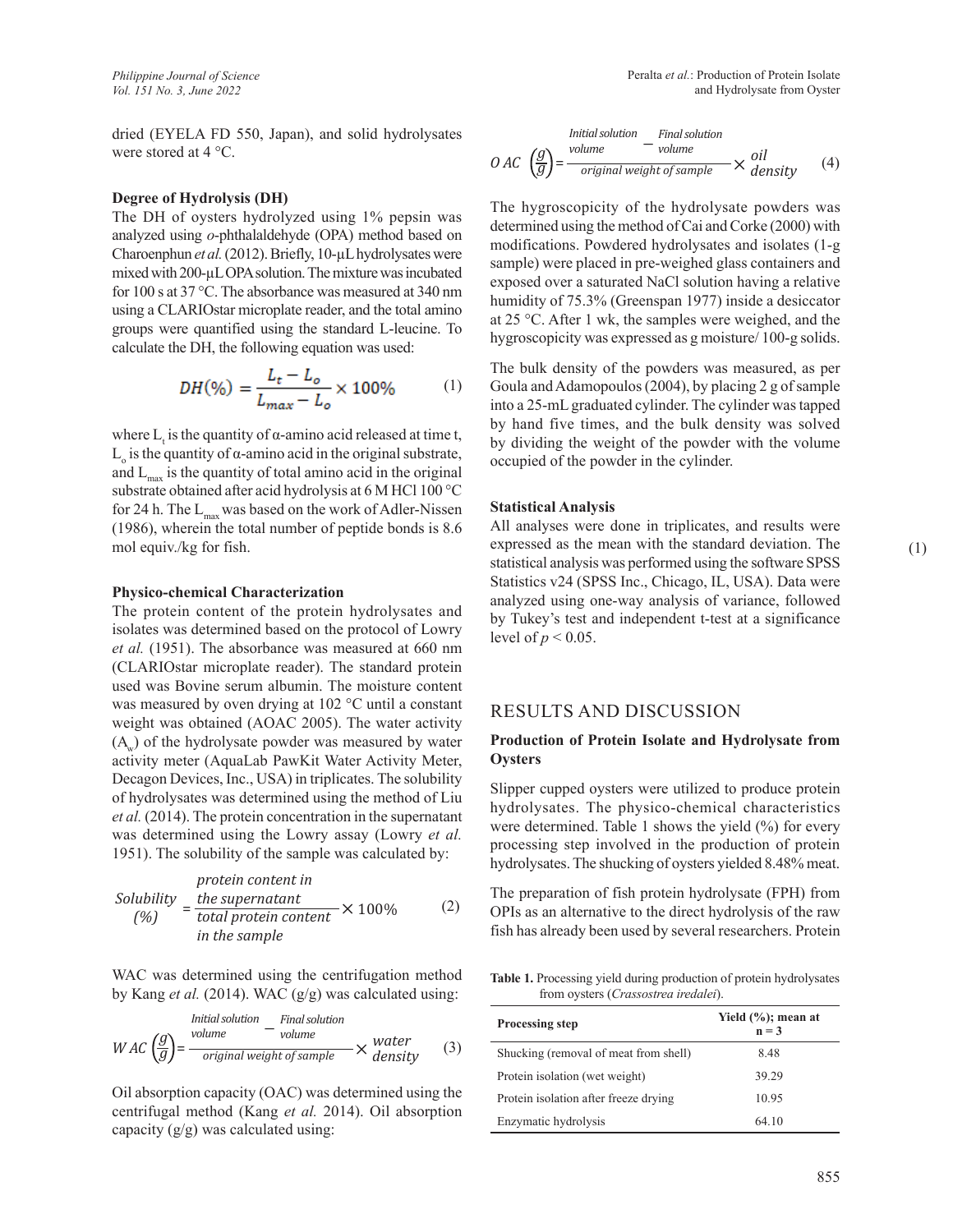dried (EYELA FD 550, Japan), and solid hydrolysates were stored at 4 °C.

### Degree of Hydrolysis (DH)

The DH of oysters hydrolyzed using 1% pepsin was analyzed using *o*-phthalaldehyde (OPA) method based on Charoenphun *et al.* (2012). Briefly, 10-µL hydrolysates were mixed with 200-µL OPA solution. The mixture was incubated for 100 s at 37 °C. The absorbance was measured at 340 nm using a CLARIOstar microplate reader, and the total amino groups were quantified using the standard L-leucine. To calculate the DH, the following equation was used:

$$DH(\%) = \frac{L_t - L_o}{L_{max} - L_o} \times 100\% \tag{1}$$

where $L_t$ is the quantity of α-amino acid released at time t, $L_o$ is the quantity of α-amino acid in the original substrate, and $L_{max}$ is the quantity of total amino acid in the original substrate obtained after acid hydrolysis at 6 M HCl 100 °C for 24 h. The $L_{max}$ was based on the work of Adler-Nissen (1986), wherein the total number of peptide bonds is 8.6 mol equiv./kg for fish.

### Physico-chemical Characterization

The protein content of the protein hydrolysates and isolates was determined based on the protocol of Lowry *et al.* (1951). The absorbance was measured at 660 nm (CLARIOstar microplate reader). The standard protein used was Bovine serum albumin. The moisture content was measured by oven drying at 102 °C until a constant weight was obtained (AOAC 2005). The water activity ($A_w$) of the hydrolysate powder was measured by water activity meter (AquaLab PawKit Water Activity Meter, Decagon Devices, Inc., USA) in triplicates. The solubility of hydrolysates was determined using the method of Liu *et al.* (2014). The protein concentration in the supernatant was determined using the Lowry assay (Lowry *et al.* 1951). The solubility of the sample was calculated by:

$$\text{Solubility } (\%) = \frac{\text{protein content in the supernatant}}{\text{total protein content in the sample}} \times 100\% \tag{2}$$

WAC was determined using the centrifugation method by Kang *et al.* (2014). WAC (g/g) was calculated using:

$$WAC\left(\frac{g}{g}\right) = \frac{\text{Initial solution volume} - \text{Final solution volume}}{\text{original weight of sample}} \times \text{water density} \tag{3}$$

Oil absorption capacity (OAC) was determined using the centrifugal method (Kang *et al.* 2014). Oil absorption capacity (g/g) was calculated using:

$$OAC\left(\frac{g}{g}\right) = \frac{\text{Initial solution volume} - \text{Final solution volume}}{\text{original weight of sample}} \times \text{oil density} \tag{4}$$

The hygroscopicity of the hydrolysate powders was determined using the method of Cai and Corke (2000) with modifications. Powdered hydrolysates and isolates (1-g sample) were placed in pre-weighed glass containers and exposed over a saturated NaCl solution having a relative humidity of 75.3% (Greenspan 1977) inside a desiccator at 25 °C. After 1 wk, the samples were weighed, and the hygroscopicity was expressed as g moisture/ 100-g solids.

The bulk density of the powders was measured, as per Goula and Adamopoulos (2004), by placing 2 g of sample into a 25-mL graduated cylinder. The cylinder was tapped by hand five times, and the bulk density was solved by dividing the weight of the powder with the volume occupied of the powder in the cylinder.

### Statistical Analysis

All analyses were done in triplicates, and results were expressed as the mean with the standard deviation. The statistical analysis was performed using the software SPSS Statistics v24 (SPSS Inc., Chicago, IL, USA). Data were analyzed using one-way analysis of variance, followed by Tukey's test and independent t-test at a significance level of $p < 0.05$.

## RESULTS AND DISCUSSION

### Production of Protein Isolate and Hydrolysate from Oysters

Slipper cupped oysters were utilized to produce protein hydrolysates. The physico-chemical characteristics were determined. Table 1 shows the yield (%) for every processing step involved in the production of protein hydrolysates. The shucking of oysters yielded 8.48% meat.

The preparation of fish protein hydrolysate (FPH) from OPIs as an alternative to the direct hydrolysis of the raw fish has already been used by several researchers. Protein

**Table 1.** Processing yield during production of protein hydrolysates from oysters (*Crassostrea iredalei*).

| Processing step | Yield (%); mean at n = 3 |
|---|---|
| Shucking (removal of meat from shell) | 8.48 |
| Protein isolation (wet weight) | 39.29 |
| Protein isolation after freeze drying | 10.95 |
| Enzymatic hydrolysis | 64.10 |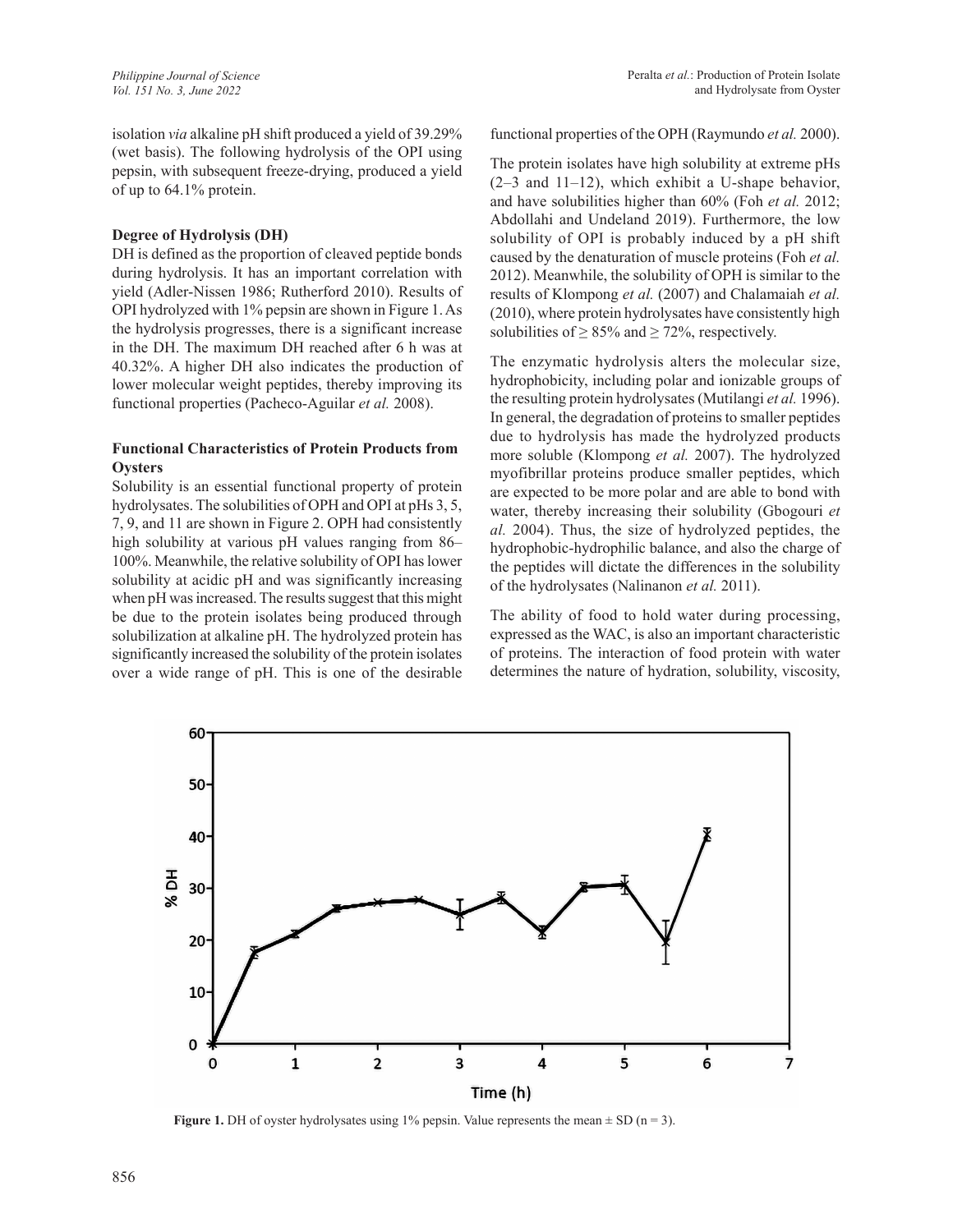isolation *via* alkaline pH shift produced a yield of 39.29% (wet basis). The following hydrolysis of the OPI using pepsin, with subsequent freeze-drying, produced a yield of up to 64.1% protein.

### Degree of Hydrolysis (DH)

DH is defined as the proportion of cleaved peptide bonds during hydrolysis. It has an important correlation with yield (Adler-Nissen 1986; Rutherford 2010). Results of OPI hydrolyzed with 1% pepsin are shown in Figure 1. As the hydrolysis progresses, there is a significant increase in the DH. The maximum DH reached after 6 h was at 40.32%. A higher DH also indicates the production of lower molecular weight peptides, thereby improving its functional properties (Pacheco-Aguilar *et al.* 2008).

### Functional Characteristics of Protein Products from Oysters

Solubility is an essential functional property of protein hydrolysates. The solubilities of OPH and OPI at pHs 3, 5, 7, 9, and 11 are shown in Figure 2. OPH had consistently high solubility at various pH values ranging from 86–100%. Meanwhile, the relative solubility of OPI has lower solubility at acidic pH and was significantly increasing when pH was increased. The results suggest that this might be due to the protein isolates being produced through solubilization at alkaline pH. The hydrolyzed protein has significantly increased the solubility of the protein isolates over a wide range of pH. This is one of the desirable functional properties of the OPH (Raymundo *et al.* 2000).

The protein isolates have high solubility at extreme pHs (2–3 and 11–12), which exhibit a U-shape behavior, and have solubilities higher than 60% (Foh *et al.* 2012; Abdollahi and Undeland 2019). Furthermore, the low solubility of OPI is probably induced by a pH shift caused by the denaturation of muscle proteins (Foh *et al.* 2012). Meanwhile, the solubility of OPH is similar to the results of Klompong *et al.* (2007) and Chalamaiah *et al.* (2010), where protein hydrolysates have consistently high solubilities of ≥ 85% and ≥ 72%, respectively.

The enzymatic hydrolysis alters the molecular size, hydrophobicity, including polar and ionizable groups of the resulting protein hydrolysates (Mutilangi *et al.* 1996). In general, the degradation of proteins to smaller peptides due to hydrolysis has made the hydrolyzed products more soluble (Klompong *et al.* 2007). The hydrolyzed myofibrillar proteins produce smaller peptides, which are expected to be more polar and are able to bond with water, thereby increasing their solubility (Gbogouri *et al.* 2004). Thus, the size of hydrolyzed peptides, the hydrophobic-hydrophilic balance, and also the charge of the peptides will dictate the differences in the solubility of the hydrolysates (Nalinanon *et al.* 2011).

The ability of food to hold water during processing, expressed as the WAC, is also an important characteristic of proteins. The interaction of food protein with water determines the nature of hydration, solubility, viscosity,

**Figure 1.** DH of oyster hydrolysates using 1% pepsin. Value represents the mean ± SD (n = 3).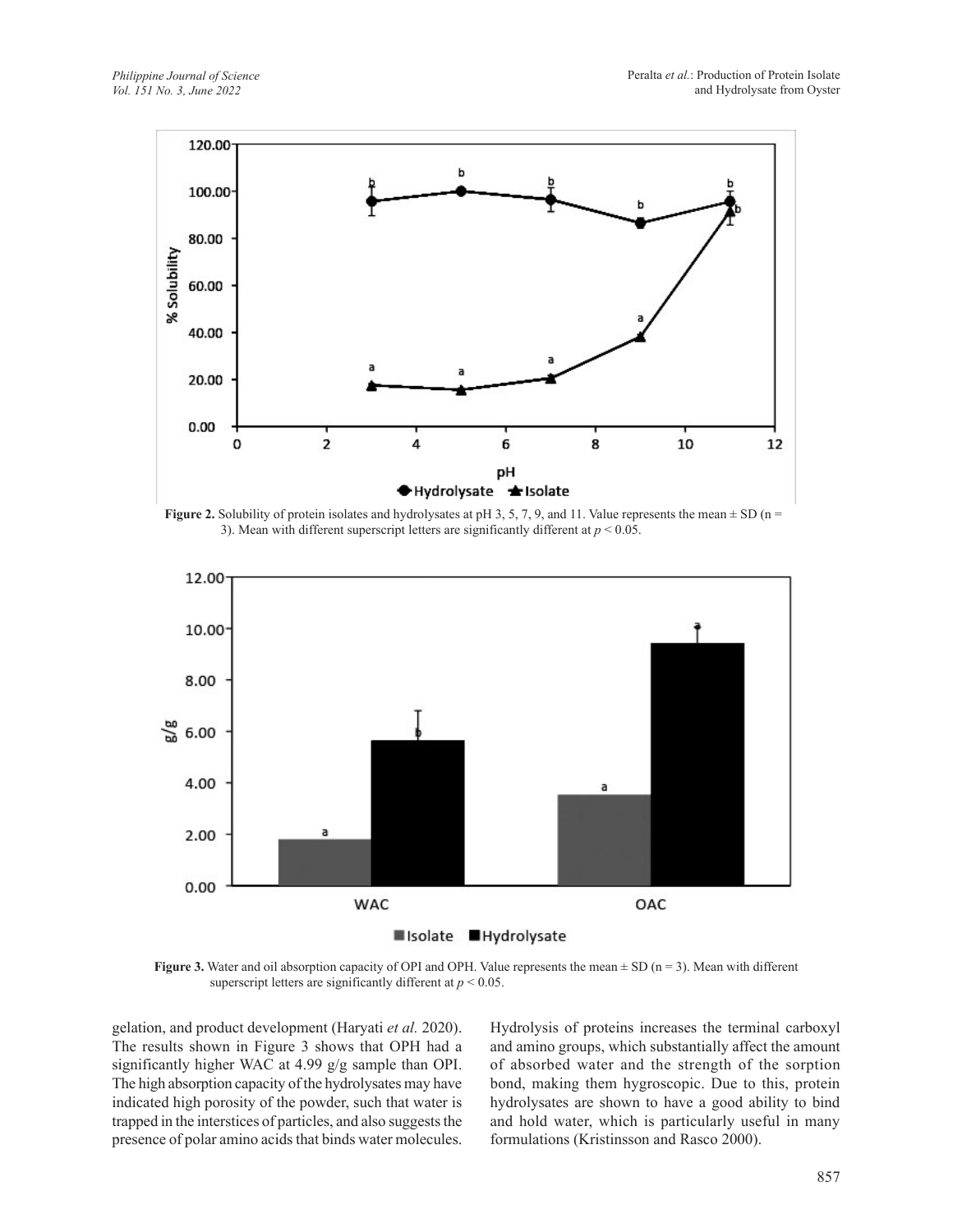**Figure 2.** Solubility of protein isolates and hydrolysates at pH 3, 5, 7, 9, and 11. Value represents the mean ± SD (n = 3). Mean with different superscript letters are significantly different at $p < 0.05$.

**Figure 3.** Water and oil absorption capacity of OPI and OPH. Value represents the mean ± SD (n = 3). Mean with different superscript letters are significantly different at $p < 0.05$.

gelation, and product development (Haryati *et al.* 2020). The results shown in Figure 3 shows that OPH had a significantly higher WAC at 4.99 g/g sample than OPI. The high absorption capacity of the hydrolysates may have indicated high porosity of the powder, such that water is trapped in the interstices of particles, and also suggests the presence of polar amino acids that binds water molecules. Hydrolysis of proteins increases the terminal carboxyl and amino groups, which substantially affect the amount of absorbed water and the strength of the sorption bond, making them hygroscopic. Due to this, protein hydrolysates are shown to have a good ability to bind and hold water, which is particularly useful in many formulations (Kristinsson and Rasco 2000).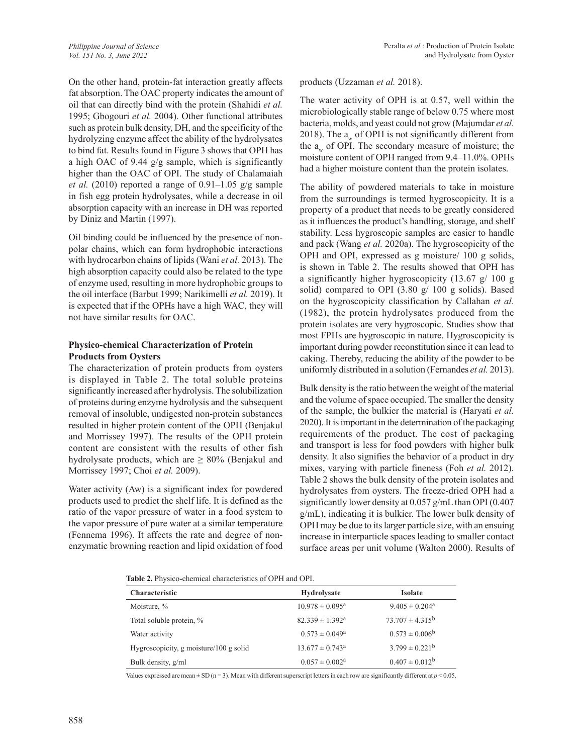On the other hand, protein-fat interaction greatly affects fat absorption. The OAC property indicates the amount of oil that can directly bind with the protein (Shahidi *et al.* 1995; Gbogouri *et al.* 2004). Other functional attributes such as protein bulk density, DH, and the specificity of the hydrolyzing enzyme affect the ability of the hydrolysates to bind fat. Results found in Figure 3 shows that OPH has a high OAC of 9.44 g/g sample, which is significantly higher than the OAC of OPI. The study of Chalamaiah *et al.* (2010) reported a range of 0.91–1.05 g/g sample in fish egg protein hydrolysates, while a decrease in oil absorption capacity with an increase in DH was reported by Diniz and Martin (1997).

Oil binding could be influenced by the presence of non-polar chains, which can form hydrophobic interactions with hydrocarbon chains of lipids (Wani *et al.* 2013). The high absorption capacity could also be related to the type of enzyme used, resulting in more hydrophobic groups to the oil interface (Barbut 1999; Narikimelli *et al.* 2019). It is expected that if the OPHs have a high WAC, they will not have similar results for OAC.

### Physico-chemical Characterization of Protein Products from Oysters

The characterization of protein products from oysters is displayed in Table 2. The total soluble proteins significantly increased after hydrolysis. The solubilization of proteins during enzyme hydrolysis and the subsequent removal of insoluble, undigested non-protein substances resulted in higher protein content of the OPH (Benjakul and Morrissey 1997). The results of the OPH protein content are consistent with the results of other fish hydrolysate products, which are ≥ 80% (Benjakul and Morrissey 1997; Choi *et al.* 2009).

Water activity (Aw) is a significant index for powdered products used to predict the shelf life. It is defined as the ratio of the vapor pressure of water in a food system to the vapor pressure of pure water at a similar temperature (Fennema 1996). It affects the rate and degree of non-enzymatic browning reaction and lipid oxidation of food products (Uzzaman *et al.* 2018).

The water activity of OPH is at 0.57, well within the microbiologically stable range of below 0.75 where most bacteria, molds, and yeast could not grow (Majumdar *et al.* 2018). The $a_w$ of OPH is not significantly different from the $a_w$ of OPI. The secondary measure of moisture; the moisture content of OPH ranged from 9.4–11.0%. OPHs had a higher moisture content than the protein isolates.

The ability of powdered materials to take in moisture from the surroundings is termed hygroscopicity. It is a property of a product that needs to be greatly considered as it influences the product's handling, storage, and shelf stability. Less hygroscopic samples are easier to handle and pack (Wang *et al.* 2020a). The hygroscopicity of the OPH and OPI, expressed as g moisture/ 100 g solids, is shown in Table 2. The results showed that OPH has a significantly higher hygroscopicity (13.67 g/ 100 g solid) compared to OPI (3.80 g/ 100 g solids). Based on the hygroscopicity classification by Callahan *et al.* (1982), the protein hydrolysates produced from the protein isolates are very hygroscopic. Studies show that most FPHs are hygroscopic in nature. Hygroscopicity is important during powder reconstitution since it can lead to caking. Thereby, reducing the ability of the powder to be uniformly distributed in a solution (Fernandes *et al.* 2013).

Bulk density is the ratio between the weight of the material and the volume of space occupied. The smaller the density of the sample, the bulkier the material is (Haryati *et al.* 2020). It is important in the determination of the packaging requirements of the product. The cost of packaging and transport is less for food powders with higher bulk density. It also signifies the behavior of a product in dry mixes, varying with particle fineness (Foh *et al.* 2012). Table 2 shows the bulk density of the protein isolates and hydrolysates from oysters. The freeze-dried OPH had a significantly lower density at 0.057 g/mL than OPI (0.407 g/mL), indicating it is bulkier. The lower bulk density of OPH may be due to its larger particle size, with an ensuing increase in interparticle spaces leading to smaller contact surface areas per unit volume (Walton 2000). Results of

**Table 2.** Physico-chemical characteristics of OPH and OPI.

| Characteristic | Hydrolysate | Isolate |
|---|---|---|
| Moisture, % | $10.978 \pm 0.095^a$ | $9.405 \pm 0.204^a$ |
| Total soluble protein, % | $82.339 \pm 1.392^a$ | $73.707 \pm 4.315^b$ |
| Water activity | $0.573 \pm 0.049^a$ | $0.573 \pm 0.006^b$ |
| Hygroscopicity, g moisture/100 g solid | $13.677 \pm 0.743^a$ | $3.799 \pm 0.221^b$ |
| Bulk density, g/ml | $0.057 \pm 0.002^a$ | $0.407 \pm 0.012^b$ |

Values expressed are mean ± SD (n = 3). Mean with different superscript letters in each row are significantly different at $p < 0.05$.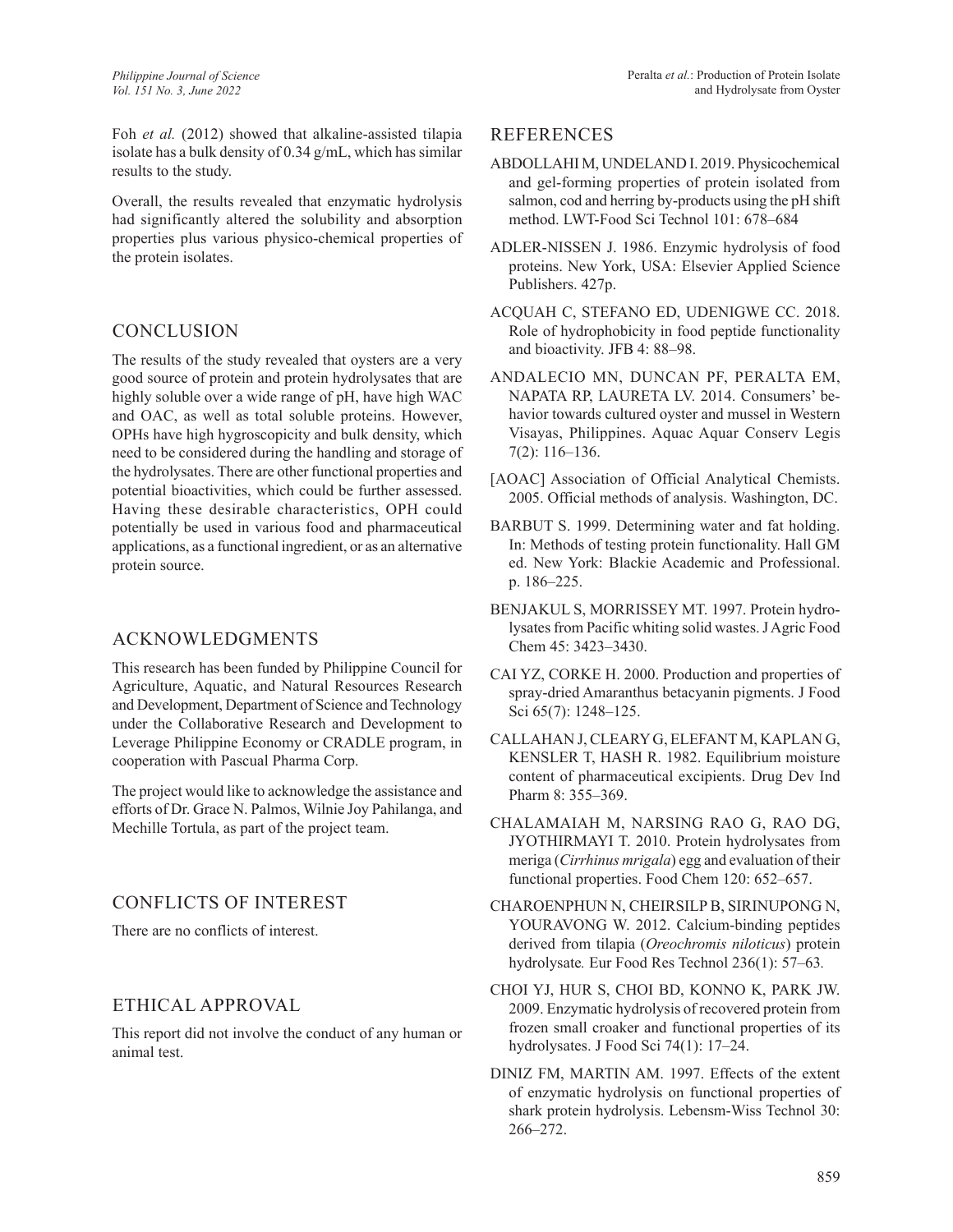Foh *et al.* (2012) showed that alkaline-assisted tilapia isolate has a bulk density of 0.34 g/mL, which has similar results to the study.

Overall, the results revealed that enzymatic hydrolysis had significantly altered the solubility and absorption properties plus various physico-chemical properties of the protein isolates.

## CONCLUSION

The results of the study revealed that oysters are a very good source of protein and protein hydrolysates that are highly soluble over a wide range of pH, have high WAC and OAC, as well as total soluble proteins. However, OPHs have high hygroscopicity and bulk density, which need to be considered during the handling and storage of the hydrolysates. There are other functional properties and potential bioactivities, which could be further assessed. Having these desirable characteristics, OPH could potentially be used in various food and pharmaceutical applications, as a functional ingredient, or as an alternative protein source.

## ACKNOWLEDGMENTS

This research has been funded by Philippine Council for Agriculture, Aquatic, and Natural Resources Research and Development, Department of Science and Technology under the Collaborative Research and Development to Leverage Philippine Economy or CRADLE program, in cooperation with Pascual Pharma Corp.

The project would like to acknowledge the assistance and efforts of Dr. Grace N. Palmos, Wilnie Joy Pahilanga, and Mechille Tortula, as part of the project team.

## CONFLICTS OF INTEREST

There are no conflicts of interest.

## ETHICAL APPROVAL

This report did not involve the conduct of any human or animal test.

## REFERENCES

ABDOLLAHI M, UNDELAND I. 2019. Physicochemical and gel-forming properties of protein isolated from salmon, cod and herring by-products using the pH shift method. LWT-Food Sci Technol 101: 678–684

ADLER-NISSEN J. 1986. Enzymic hydrolysis of food proteins. New York, USA: Elsevier Applied Science Publishers. 427p.

ACQUAH C, STEFANO ED, UDENIGWE CC. 2018. Role of hydrophobicity in food peptide functionality and bioactivity. JFB 4: 88–98.

ANDALECIO MN, DUNCAN PF, PERALTA EM, NAPATA RP, LAURETA LV. 2014. Consumers' behavior towards cultured oyster and mussel in Western Visayas, Philippines. Aquac Aquar Conserv Legis 7(2): 116–136.

[AOAC] Association of Official Analytical Chemists. 2005. Official methods of analysis. Washington, DC.

BARBUT S. 1999. Determining water and fat holding. In: Methods of testing protein functionality. Hall GM ed. New York: Blackie Academic and Professional. p. 186–225.

BENJAKUL S, MORRISSEY MT. 1997. Protein hydrolysates from Pacific whiting solid wastes. J Agric Food Chem 45: 3423–3430.

CAI YZ, CORKE H. 2000. Production and properties of spray-dried Amaranthus betacyanin pigments. J Food Sci 65(7): 1248–125.

CALLAHAN J, CLEARY G, ELEFANT M, KAPLAN G, KENSLER T, HASH R. 1982. Equilibrium moisture content of pharmaceutical excipients. Drug Dev Ind Pharm 8: 355–369.

CHALAMAIAH M, NARSING RAO G, RAO DG, JYOTHIRMAYI T. 2010. Protein hydrolysates from meriga (*Cirrhinus mrigala*) egg and evaluation of their functional properties. Food Chem 120: 652–657.

CHAROENPHUN N, CHEIRSILP B, SIRINUPONG N, YOURAVONG W. 2012. Calcium-binding peptides derived from tilapia (*Oreochromis niloticus*) protein hydrolysate*.* Eur Food Res Technol 236(1): 57–63.

CHOI YJ, HUR S, CHOI BD, KONNO K, PARK JW. 2009. Enzymatic hydrolysis of recovered protein from frozen small croaker and functional properties of its hydrolysates. J Food Sci 74(1): 17–24.

DINIZ FM, MARTIN AM. 1997. Effects of the extent of enzymatic hydrolysis on functional properties of shark protein hydrolysis. Lebensm-Wiss Technol 30: 266–272.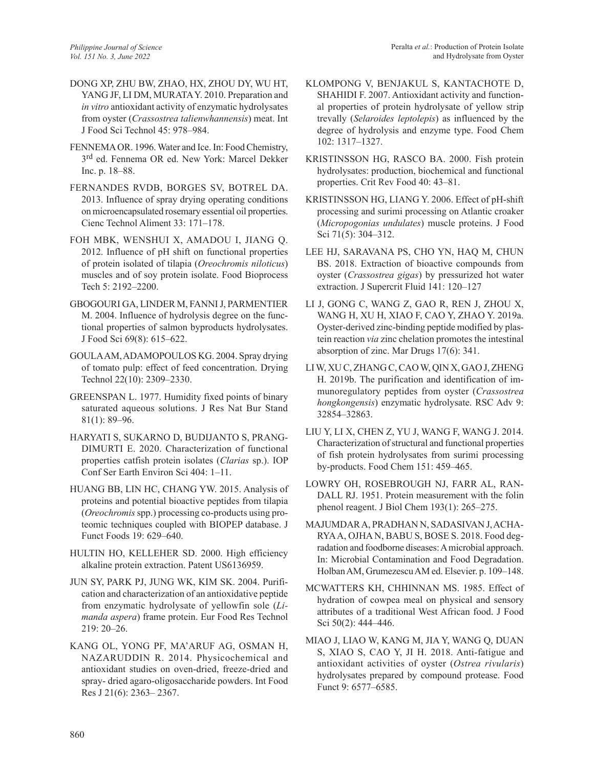DONG XP, ZHU BW, ZHAO, HX, ZHOU DY, WU HT, YANG JF, LI DM, MURATA Y. 2010. Preparation and *in vitro* antioxidant activity of enzymatic hydrolysates from oyster (*Crassostrea talienwhannensis*) meat. Int J Food Sci Technol 45: 978–984.

FENNEMA OR. 1996. Water and Ice. In: Food Chemistry, 3rd ed. Fennema OR ed. New York: Marcel Dekker Inc. p. 18–88.

FERNANDES RVDB, BORGES SV, BOTREL DA. 2013. Influence of spray drying operating conditions on microencapsulated rosemary essential oil properties. Cienc Technol Aliment 33: 171–178.

FOH MBK, WENSHUI X, AMADOU I, JIANG Q. 2012. Influence of pH shift on functional properties of protein isolated of tilapia (*Oreochromis niloticus*) muscles and of soy protein isolate. Food Bioprocess Tech 5: 2192–2200.

GBOGOURI GA, LINDER M, FANNI J, PARMENTIER M. 2004. Influence of hydrolysis degree on the functional properties of salmon byproducts hydrolysates. J Food Sci 69(8): 615–622.

GOULA AM, ADAMOPOULOS KG. 2004. Spray drying of tomato pulp: effect of feed concentration. Drying Technol 22(10): 2309–2330.

GREENSPAN L. 1977. Humidity fixed points of binary saturated aqueous solutions. J Res Nat Bur Stand 81(1): 89–96.

HARYATI S, SUKARNO D, BUDIJANTO S, PRANGDIMURTI E. 2020. Characterization of functional properties catfish protein isolates (*Clarias* sp.). IOP Conf Ser Earth Environ Sci 404: 1–11.

HUANG BB, LIN HC, CHANG YW. 2015. Analysis of proteins and potential bioactive peptides from tilapia (*Oreochromis* spp.) processing co-products using proteomic techniques coupled with BIOPEP database. J Funct Foods 19: 629–640.

HULTIN HO, KELLEHER SD. 2000. High efficiency alkaline protein extraction. Patent US6136959.

JUN SY, PARK PJ, JUNG WK, KIM SK. 2004. Purification and characterization of an antioxidative peptide from enzymatic hydrolysate of yellowfin sole (*Limanda aspera*) frame protein. Eur Food Res Technol 219: 20–26.

KANG OL, YONG PF, MA'ARUF AG, OSMAN H, NAZARUDDIN R. 2014. Physicochemical and antioxidant studies on oven-dried, freeze-dried and spray- dried agaro-oligosaccharide powders. Int Food Res J 21(6): 2363– 2367.

KLOMPONG V, BENJAKUL S, KANTACHOTE D, SHAHIDI F. 2007. Antioxidant activity and functional properties of protein hydrolysate of yellow strip trevally (*Selaroides leptolepis*) as influenced by the degree of hydrolysis and enzyme type. Food Chem 102: 1317–1327.

KRISTINSSON HG, RASCO BA. 2000. Fish protein hydrolysates: production, biochemical and functional properties. Crit Rev Food 40: 43–81.

KRISTINSSON HG, LIANG Y. 2006. Effect of pH-shift processing and surimi processing on Atlantic croaker (*Micropogonias undulates*) muscle proteins. J Food Sci 71(5): 304–312.

LEE HJ, SARAVANA PS, CHO YN, HAQ M, CHUN BS. 2018. Extraction of bioactive compounds from oyster (*Crassostrea gigas*) by pressurized hot water extraction. J Supercrit Fluid 141: 120–127

LI J, GONG C, WANG Z, GAO R, REN J, ZHOU X, WANG H, XU H, XIAO F, CAO Y, ZHAO Y. 2019a. Oyster-derived zinc-binding peptide modified by plastein reaction *via* zinc chelation promotes the intestinal absorption of zinc. Mar Drugs 17(6): 341.

LI W, XU C, ZHANG C, CAO W, QIN X, GAO J, ZHENG H. 2019b. The purification and identification of immunoregulatory peptides from oyster (*Crassostrea hongkongensis*) enzymatic hydrolysate. RSC Adv 9: 32854–32863.

LIU Y, LI X, CHEN Z, YU J, WANG F, WANG J. 2014. Characterization of structural and functional properties of fish protein hydrolysates from surimi processing by-products. Food Chem 151: 459–465.

LOWRY OH, ROSEBROUGH NJ, FARR AL, RANDALL RJ. 1951. Protein measurement with the folin phenol reagent. J Biol Chem 193(1): 265–275.

MAJUMDAR A, PRADHAN N, SADASIVAN J, ACHARYA A, OJHA N, BABU S, BOSE S. 2018. Food degradation and foodborne diseases: A microbial approach. In: Microbial Contamination and Food Degradation. Holban AM, Grumezescu AM ed. Elsevier. p. 109–148.

MCWATTERS KH, CHHINNAN MS. 1985. Effect of hydration of cowpea meal on physical and sensory attributes of a traditional West African food. J Food Sci 50(2): 444–446.

MIAO J, LIAO W, KANG M, JIA Y, WANG Q, DUAN S, XIAO S, CAO Y, JI H. 2018. Anti-fatigue and antioxidant activities of oyster (*Ostrea rivularis*) hydrolysates prepared by compound protease. Food Funct 9: 6577–6585.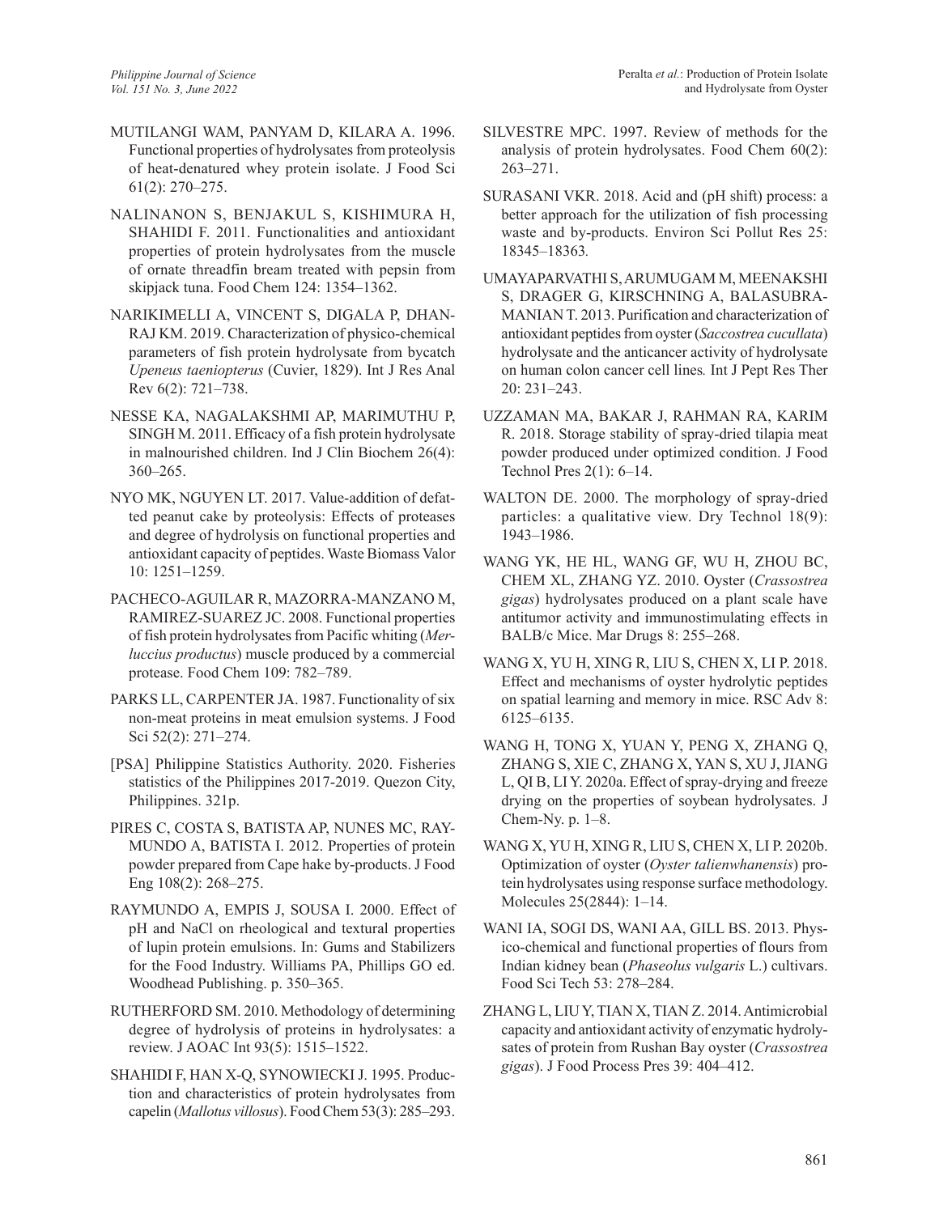MUTILANGI WAM, PANYAM D, KILARA A. 1996. Functional properties of hydrolysates from proteolysis of heat-denatured whey protein isolate. J Food Sci 61(2): 270–275.

NALINANON S, BENJAKUL S, KISHIMURA H, SHAHIDI F. 2011. Functionalities and antioxidant properties of protein hydrolysates from the muscle of ornate threadfin bream treated with pepsin from skipjack tuna. Food Chem 124: 1354–1362.

NARIKIMELLI A, VINCENT S, DIGALA P, DHANRAJ KM. 2019. Characterization of physico-chemical parameters of fish protein hydrolysate from bycatch *Upeneus taeniopterus* (Cuvier, 1829). Int J Res Anal Rev 6(2): 721–738.

NESSE KA, NAGALAKSHMI AP, MARIMUTHU P, SINGH M. 2011. Efficacy of a fish protein hydrolysate in malnourished children. Ind J Clin Biochem 26(4): 360–265.

NYO MK, NGUYEN LT. 2017. Value-addition of defatted peanut cake by proteolysis: Effects of proteases and degree of hydrolysis on functional properties and antioxidant capacity of peptides. Waste Biomass Valor 10: 1251–1259.

PACHECO-AGUILAR R, MAZORRA-MANZANO M, RAMIREZ-SUAREZ JC. 2008. Functional properties of fish protein hydrolysates from Pacific whiting (*Merluccius productus*) muscle produced by a commercial protease. Food Chem 109: 782–789.

PARKS LL, CARPENTER JA. 1987. Functionality of six non-meat proteins in meat emulsion systems. J Food Sci 52(2): 271–274.

[PSA] Philippine Statistics Authority. 2020. Fisheries statistics of the Philippines 2017-2019. Quezon City, Philippines. 321p.

PIRES C, COSTA S, BATISTA AP, NUNES MC, RAYMUNDO A, BATISTA I. 2012. Properties of protein powder prepared from Cape hake by-products. J Food Eng 108(2): 268–275.

RAYMUNDO A, EMPIS J, SOUSA I. 2000. Effect of pH and NaCl on rheological and textural properties of lupin protein emulsions. In: Gums and Stabilizers for the Food Industry. Williams PA, Phillips GO ed. Woodhead Publishing. p. 350–365.

RUTHERFORD SM. 2010. Methodology of determining degree of hydrolysis of proteins in hydrolysates: a review. J AOAC Int 93(5): 1515–1522.

SHAHIDI F, HAN X-Q, SYNOWIECKI J. 1995. Production and characteristics of protein hydrolysates from capelin (*Mallotus villosus*). Food Chem 53(3): 285–293.

SILVESTRE MPC. 1997. Review of methods for the analysis of protein hydrolysates. Food Chem 60(2): 263–271.

SURASANI VKR. 2018. Acid and (pH shift) process: a better approach for the utilization of fish processing waste and by-products. Environ Sci Pollut Res 25: 18345–18363.

UMAYAPARVATHI S, ARUMUGAM M, MEENAKSHI S, DRAGER G, KIRSCHNING A, BALASUBRAMANIAN T. 2013. Purification and characterization of antioxidant peptides from oyster (*Saccostrea cucullata*) hydrolysate and the anticancer activity of hydrolysate on human colon cancer cell lines. Int J Pept Res Ther 20: 231–243.

UZZAMAN MA, BAKAR J, RAHMAN RA, KARIM R. 2018. Storage stability of spray-dried tilapia meat powder produced under optimized condition. J Food Technol Pres 2(1): 6–14.

WALTON DE. 2000. The morphology of spray-dried particles: a qualitative view. Dry Technol 18(9): 1943–1986.

WANG YK, HE HL, WANG GF, WU H, ZHOU BC, CHEM XL, ZHANG YZ. 2010. Oyster (*Crassostrea gigas*) hydrolysates produced on a plant scale have antitumor activity and immunostimulating effects in BALB/c Mice. Mar Drugs 8: 255–268.

WANG X, YU H, XING R, LIU S, CHEN X, LI P. 2018. Effect and mechanisms of oyster hydrolytic peptides on spatial learning and memory in mice. RSC Adv 8: 6125–6135.

WANG H, TONG X, YUAN Y, PENG X, ZHANG Q, ZHANG S, XIE C, ZHANG X, YAN S, XU J, JIANG L, QI B, LI Y. 2020a. Effect of spray-drying and freeze drying on the properties of soybean hydrolysates. J Chem-Ny. p. 1–8.

WANG X, YU H, XING R, LIU S, CHEN X, LI P. 2020b. Optimization of oyster (*Oyster talienwhanensis*) protein hydrolysates using response surface methodology. Molecules 25(2844): 1–14.

WANI IA, SOGI DS, WANI AA, GILL BS. 2013. Physico-chemical and functional properties of flours from Indian kidney bean (*Phaseolus vulgaris* L.) cultivars. Food Sci Tech 53: 278–284.

ZHANG L, LIU Y, TIAN X, TIAN Z. 2014. Antimicrobial capacity and antioxidant activity of enzymatic hydrolysates of protein from Rushan Bay oyster (*Crassostrea gigas*). J Food Process Pres 39: 404–412.